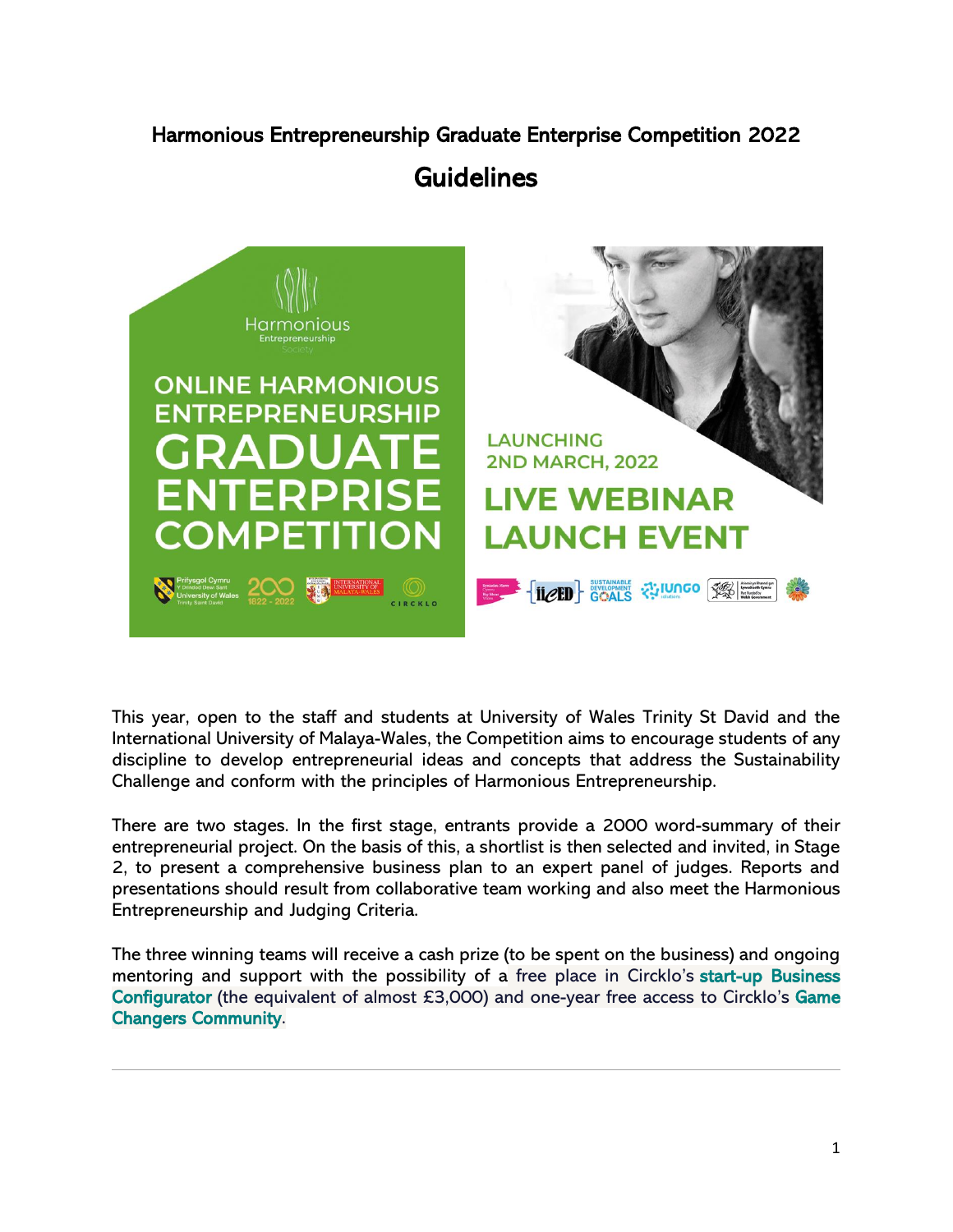# Harmonious Entrepreneurship Graduate Enterprise Competition 2022

## Guidelines

This year, open to the staff and students at University of Wales Trinity St David and the International University of Malaya-Wales, the Competition aims to encourage students of any discipline to develop entrepreneurial ideas and concepts that address the Sustainability Challenge and conform with the principles of Harmonious Entrepreneurship.

There are two stages. In the first stage, entrants provide a 2000 word-summary of their entrepreneurial project. On the basis of this, a shortlist is then selected and invited, in Stage 2, to present a comprehensive business plan to an expert panel of judges. Reports and presentations should result from collaborative team working and also meet the Harmonious Entrepreneurship and Judging Criteria.

The three winning teams will receive a cash prize (to be spent on the business) and ongoing mentoring and support with the possibility of a free place in Circklo's start-up Business Configurator (the equivalent of almost £3,000) and one-year free access to Circklo's Game Changers Community.

---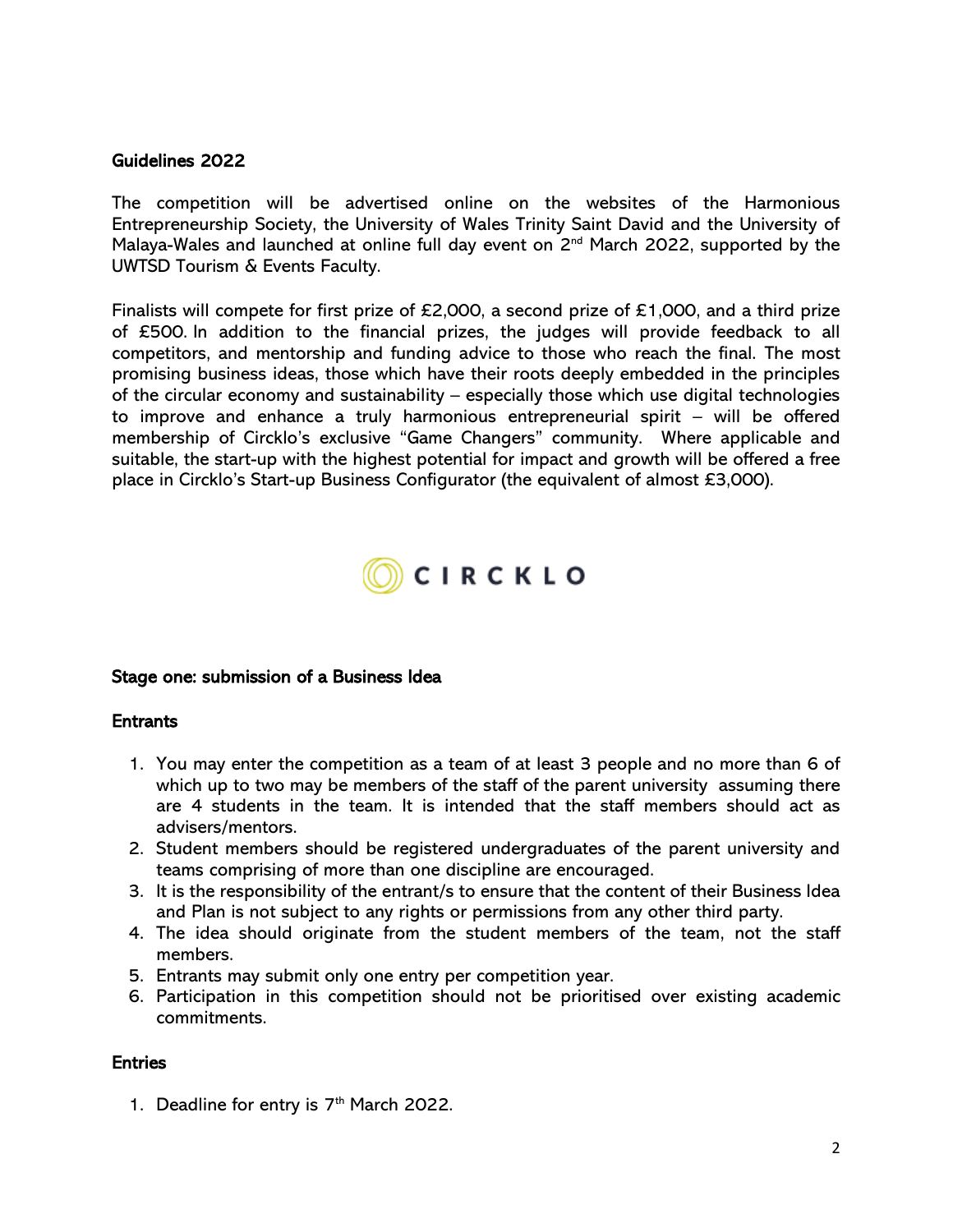## Guidelines 2022

The competition will be advertised online on the websites of the Harmonious Entrepreneurship Society, the University of Wales Trinity Saint David and the University of Malaya-Wales and launched at online full day event on 2nd March 2022, supported by the UWTSD Tourism & Events Faculty.

Finalists will compete for first prize of £2,000, a second prize of £1,000, and a third prize of £500. In addition to the financial prizes, the judges will provide feedback to all competitors, and mentorship and funding advice to those who reach the final. The most promising business ideas, those which have their roots deeply embedded in the principles of the circular economy and sustainability – especially those which use digital technologies to improve and enhance a truly harmonious entrepreneurial spirit – will be offered membership of Circklo's exclusive "Game Changers" community. Where applicable and suitable, the start-up with the highest potential for impact and growth will be offered a free place in Circklo's Start-up Business Configurator (the equivalent of almost £3,000).

CIRCKLO

## Stage one: submission of a Business Idea

### Entrants

1. You may enter the competition as a team of at least 3 people and no more than 6 of which up to two may be members of the staff of the parent university assuming there are 4 students in the team. It is intended that the staff members should act as advisers/mentors.
2. Student members should be registered undergraduates of the parent university and teams comprising of more than one discipline are encouraged.
3. It is the responsibility of the entrant/s to ensure that the content of their Business Idea and Plan is not subject to any rights or permissions from any other third party.
4. The idea should originate from the student members of the team, not the staff members.
5. Entrants may submit only one entry per competition year.
6. Participation in this competition should not be prioritised over existing academic commitments.

### Entries

1. Deadline for entry is 7th March 2022.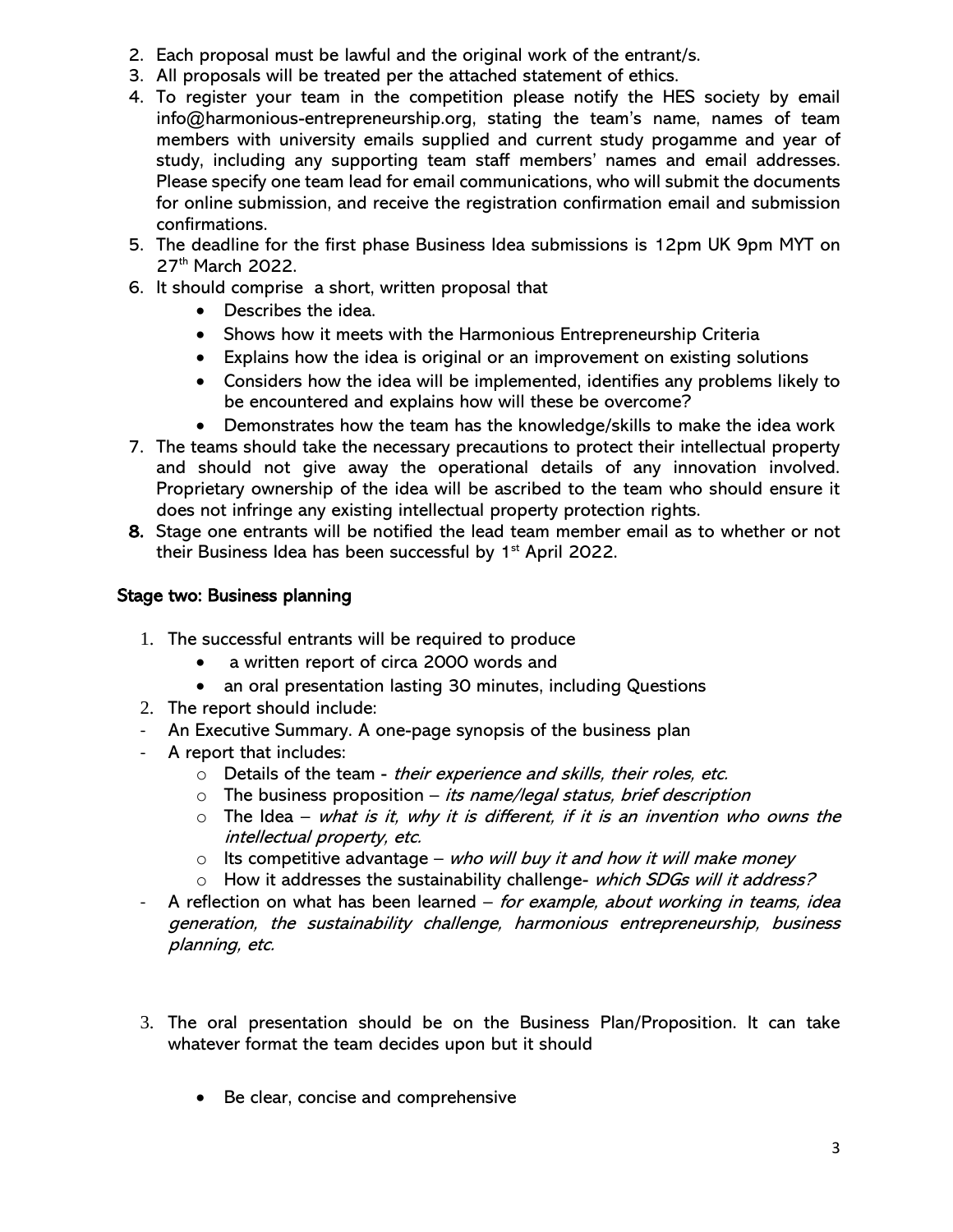2. Each proposal must be lawful and the original work of the entrant/s.
3. All proposals will be treated per the attached statement of ethics.
4. To register your team in the competition please notify the HES society by email info@harmonious-entrepreneurship.org, stating the team's name, names of team members with university emails supplied and current study progamme and year of study, including any supporting team staff members' names and email addresses. Please specify one team lead for email communications, who will submit the documents for online submission, and receive the registration confirmation email and submission confirmations.
5. The deadline for the first phase Business Idea submissions is 12pm UK 9pm MYT on 27th March 2022.
6. It should comprise a short, written proposal that
    - Describes the idea.
    - Shows how it meets with the Harmonious Entrepreneurship Criteria
    - Explains how the idea is original or an improvement on existing solutions
    - Considers how the idea will be implemented, identifies any problems likely to be encountered and explains how will these be overcome?
    - Demonstrates how the team has the knowledge/skills to make the idea work
7. The teams should take the necessary precautions to protect their intellectual property and should not give away the operational details of any innovation involved. Proprietary ownership of the idea will be ascribed to the team who should ensure it does not infringe any existing intellectual property protection rights.
8. Stage one entrants will be notified the lead team member email as to whether or not their Business Idea has been successful by 1st April 2022.

## Stage two: Business planning

1. The successful entrants will be required to produce
    - a written report of circa 2000 words and
    - an oral presentation lasting 30 minutes, including Questions
2. The report should include:

- An Executive Summary. A one-page synopsis of the business plan
- A report that includes:
    - Details of the team - *their experience and skills, their roles, etc.*
    - The business proposition – *its name/legal status, brief description*
    - The Idea – *what is it, why it is different, if it is an invention who owns the intellectual property, etc.*
    - Its competitive advantage – *who will buy it and how it will make money*
    - How it addresses the sustainability challenge- *which SDGs will it address?*
- A reflection on what has been learned – *for example, about working in teams, idea generation, the sustainability challenge, harmonious entrepreneurship, business planning, etc.*

3. The oral presentation should be on the Business Plan/Proposition. It can take whatever format the team decides upon but it should

    - Be clear, concise and comprehensive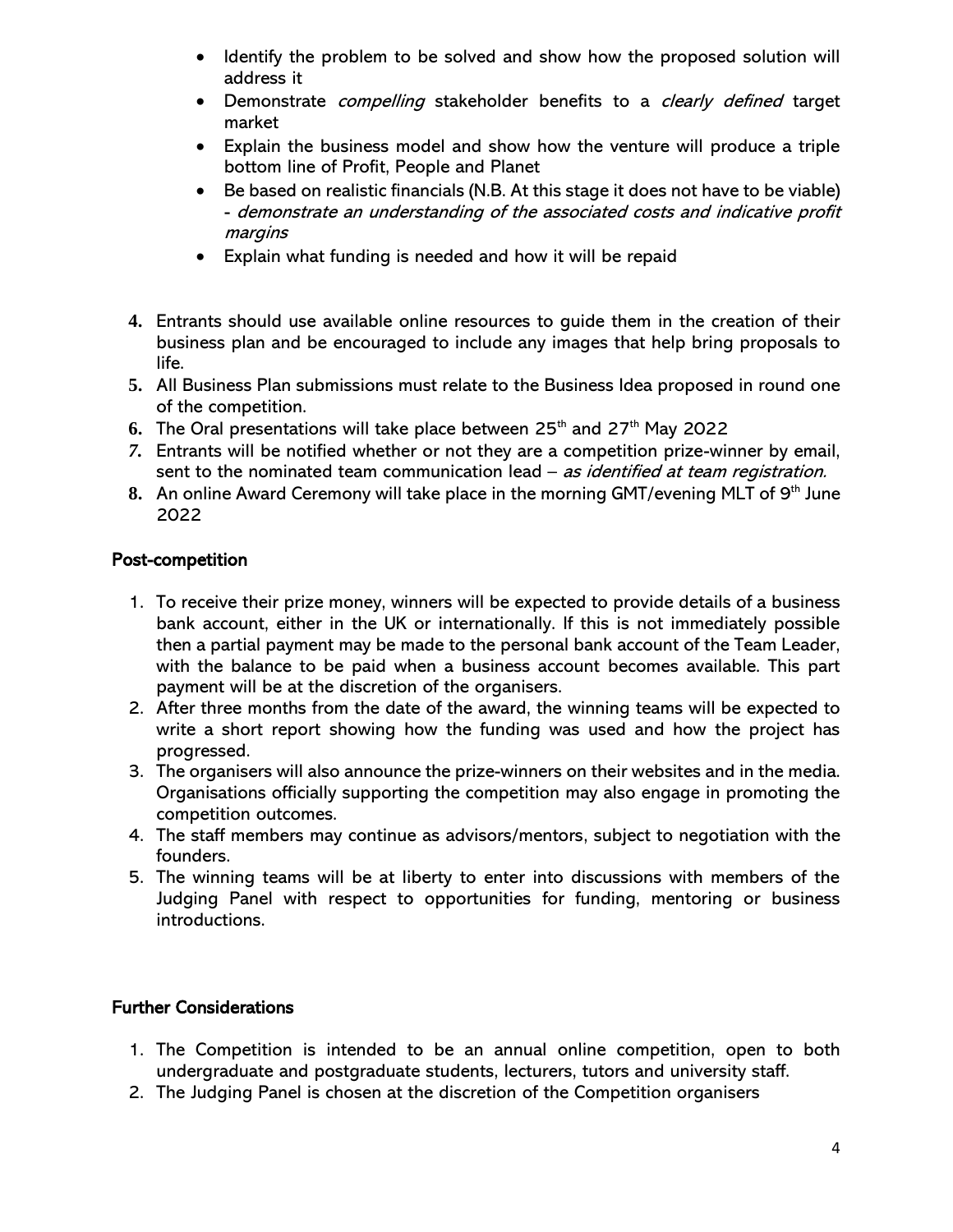- Identify the problem to be solved and show how the proposed solution will address it
- Demonstrate *compelling* stakeholder benefits to a *clearly defined* target market
- Explain the business model and show how the venture will produce a triple bottom line of Profit, People and Planet
- Be based on realistic financials (N.B. At this stage it does not have to be viable) - *demonstrate an understanding of the associated costs and indicative profit margins*
- Explain what funding is needed and how it will be repaid

4. Entrants should use available online resources to guide them in the creation of their business plan and be encouraged to include any images that help bring proposals to life.
5. All Business Plan submissions must relate to the Business Idea proposed in round one of the competition.
6. The Oral presentations will take place between 25th and 27th May 2022
7. Entrants will be notified whether or not they are a competition prize-winner by email, sent to the nominated team communication lead – *as identified at team registration.*
8. An online Award Ceremony will take place in the morning GMT/evening MLT of 9th June 2022

## Post-competition

1. To receive their prize money, winners will be expected to provide details of a business bank account, either in the UK or internationally. If this is not immediately possible then a partial payment may be made to the personal bank account of the Team Leader, with the balance to be paid when a business account becomes available. This part payment will be at the discretion of the organisers.
2. After three months from the date of the award, the winning teams will be expected to write a short report showing how the funding was used and how the project has progressed.
3. The organisers will also announce the prize-winners on their websites and in the media. Organisations officially supporting the competition may also engage in promoting the competition outcomes.
4. The staff members may continue as advisors/mentors, subject to negotiation with the founders.
5. The winning teams will be at liberty to enter into discussions with members of the Judging Panel with respect to opportunities for funding, mentoring or business introductions.

## Further Considerations

1. The Competition is intended to be an annual online competition, open to both undergraduate and postgraduate students, lecturers, tutors and university staff.
2. The Judging Panel is chosen at the discretion of the Competition organisers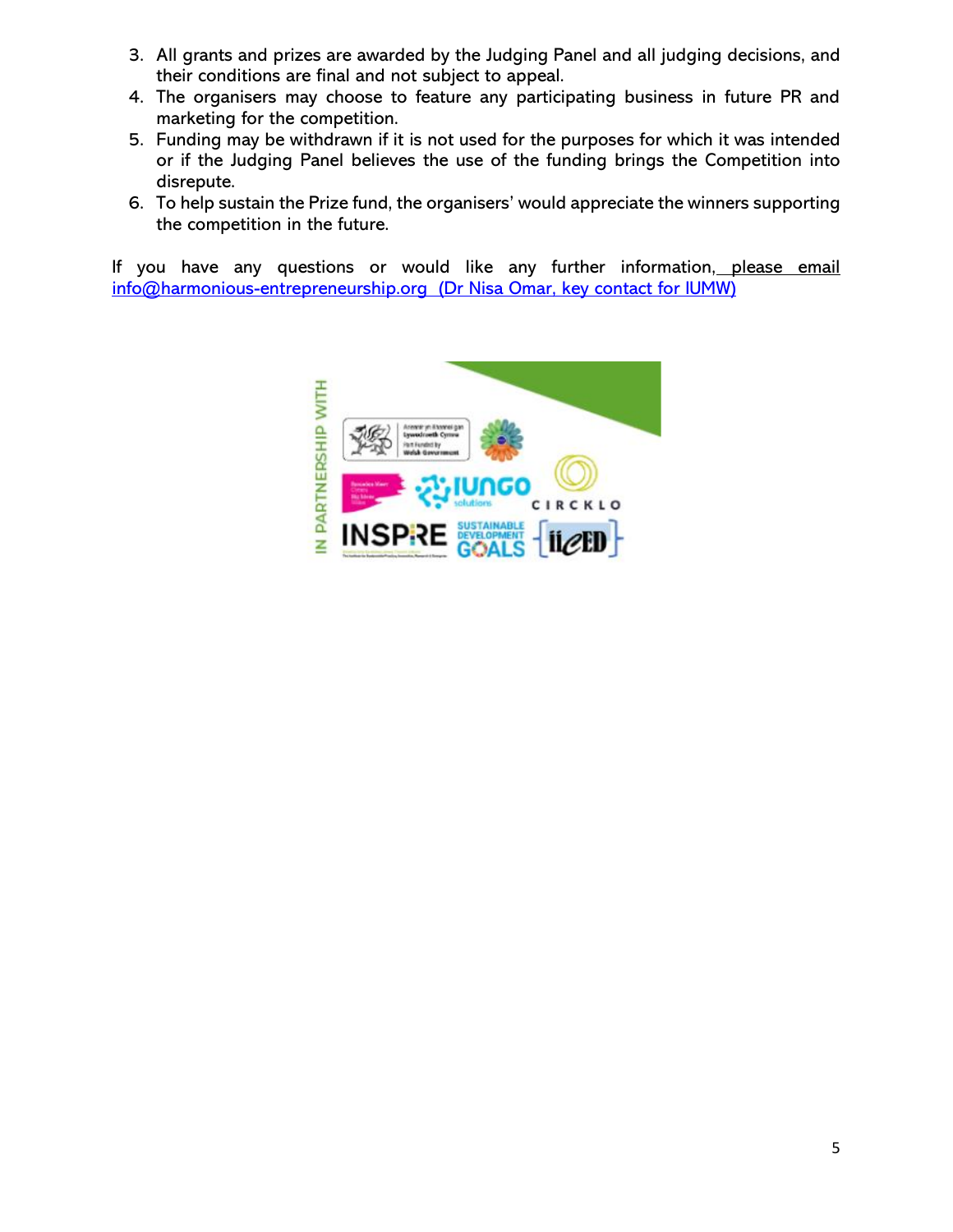3. All grants and prizes are awarded by the Judging Panel and all judging decisions, and their conditions are final and not subject to appeal.
4. The organisers may choose to feature any participating business in future PR and marketing for the competition.
5. Funding may be withdrawn if it is not used for the purposes for which it was intended or if the Judging Panel believes the use of the funding brings the Competition into disrepute.
6. To help sustain the Prize fund, the organisers' would appreciate the winners supporting the competition in the future.

If you have any questions or would like any further information, please email info@harmonious-entrepreneurship.org (Dr Nisa Omar, key contact for IUMW)